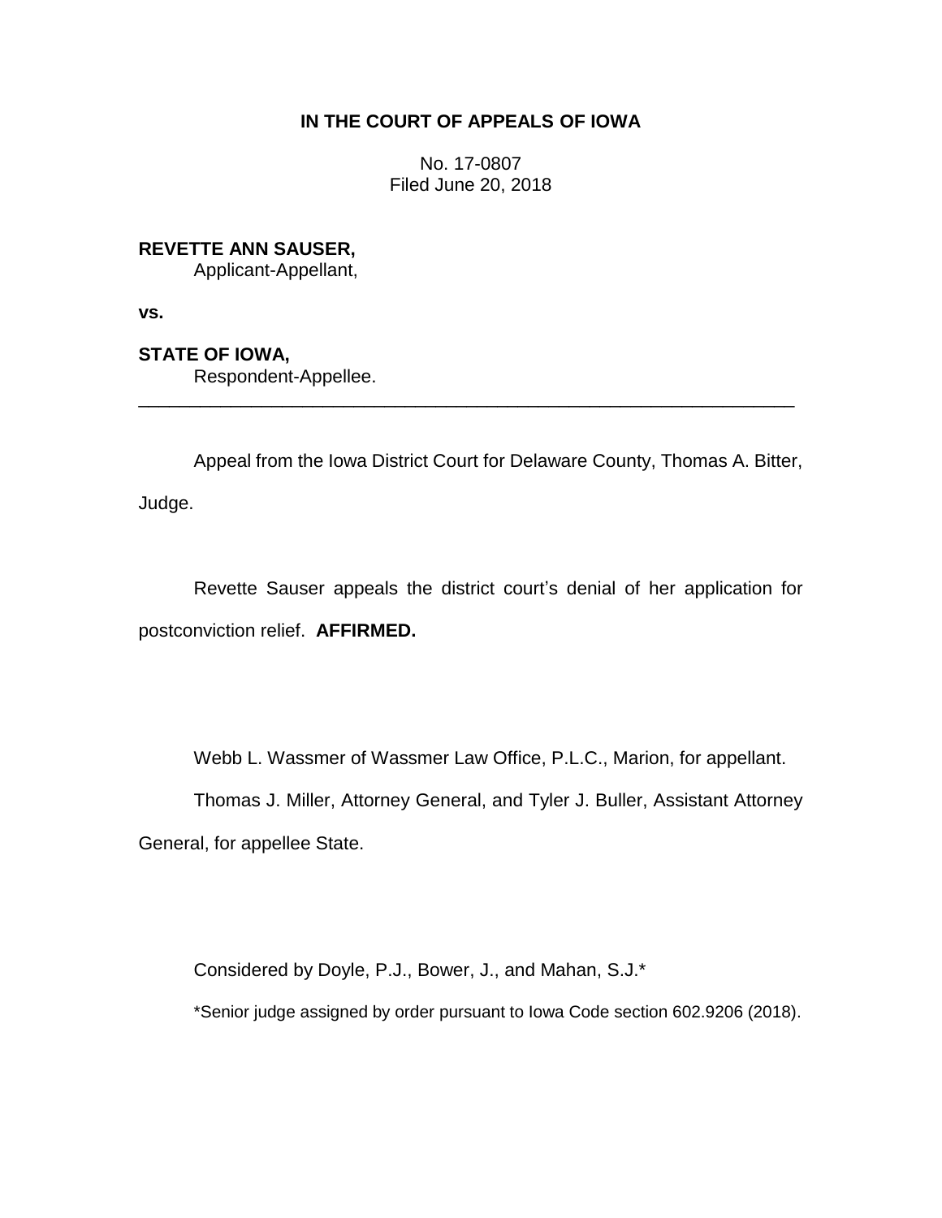# IN THE COURT OF APPEALS OF IOWA

No. 17-0807
Filed June 20, 2018

**REVETTE ANN SAUSER,**
Applicant-Appellant,

**vs.**

**STATE OF IOWA,**
Respondent-Appellee.

---

Appeal from the Iowa District Court for Delaware County, Thomas A. Bitter, Judge.

Revette Sauser appeals the district court's denial of her application for postconviction relief. **AFFIRMED.**

Webb L. Wassmer of Wassmer Law Office, P.L.C., Marion, for appellant.

Thomas J. Miller, Attorney General, and Tyler J. Buller, Assistant Attorney General, for appellee State.

Considered by Doyle, P.J., Bower, J., and Mahan, S.J.*

*Senior judge assigned by order pursuant to Iowa Code section 602.9206 (2018).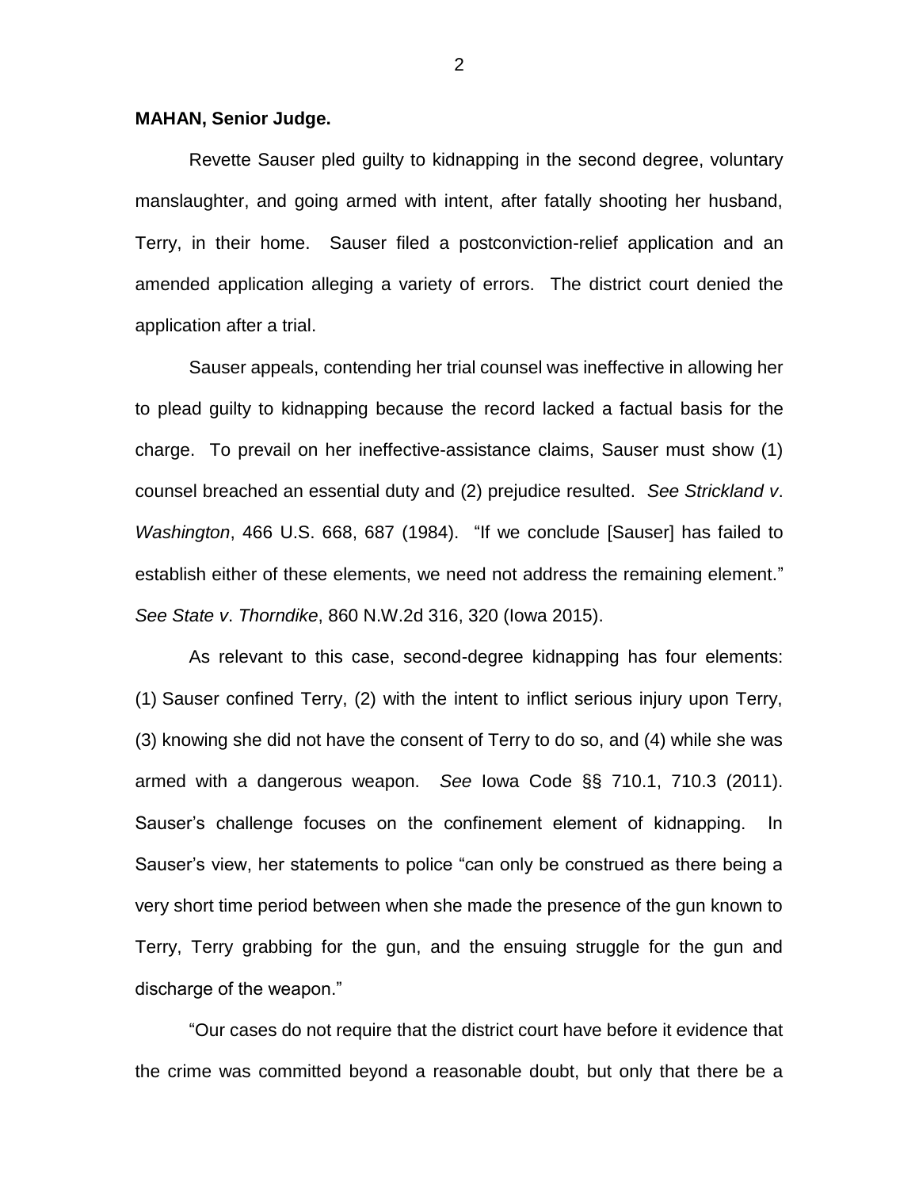**MAHAN, Senior Judge.**

Revette Sauser pled guilty to kidnapping in the second degree, voluntary manslaughter, and going armed with intent, after fatally shooting her husband, Terry, in their home. Sauser filed a postconviction-relief application and an amended application alleging a variety of errors. The district court denied the application after a trial.

Sauser appeals, contending her trial counsel was ineffective in allowing her to plead guilty to kidnapping because the record lacked a factual basis for the charge. To prevail on her ineffective-assistance claims, Sauser must show (1) counsel breached an essential duty and (2) prejudice resulted. *See Strickland v. Washington*, 466 U.S. 668, 687 (1984). "If we conclude [Sauser] has failed to establish either of these elements, we need not address the remaining element." *See State v. Thorndike*, 860 N.W.2d 316, 320 (Iowa 2015).

As relevant to this case, second-degree kidnapping has four elements: (1) Sauser confined Terry, (2) with the intent to inflict serious injury upon Terry, (3) knowing she did not have the consent of Terry to do so, and (4) while she was armed with a dangerous weapon. *See* Iowa Code §§ 710.1, 710.3 (2011). Sauser's challenge focuses on the confinement element of kidnapping. In Sauser's view, her statements to police "can only be construed as there being a very short time period between when she made the presence of the gun known to Terry, Terry grabbing for the gun, and the ensuing struggle for the gun and discharge of the weapon."

"Our cases do not require that the district court have before it evidence that the crime was committed beyond a reasonable doubt, but only that there be a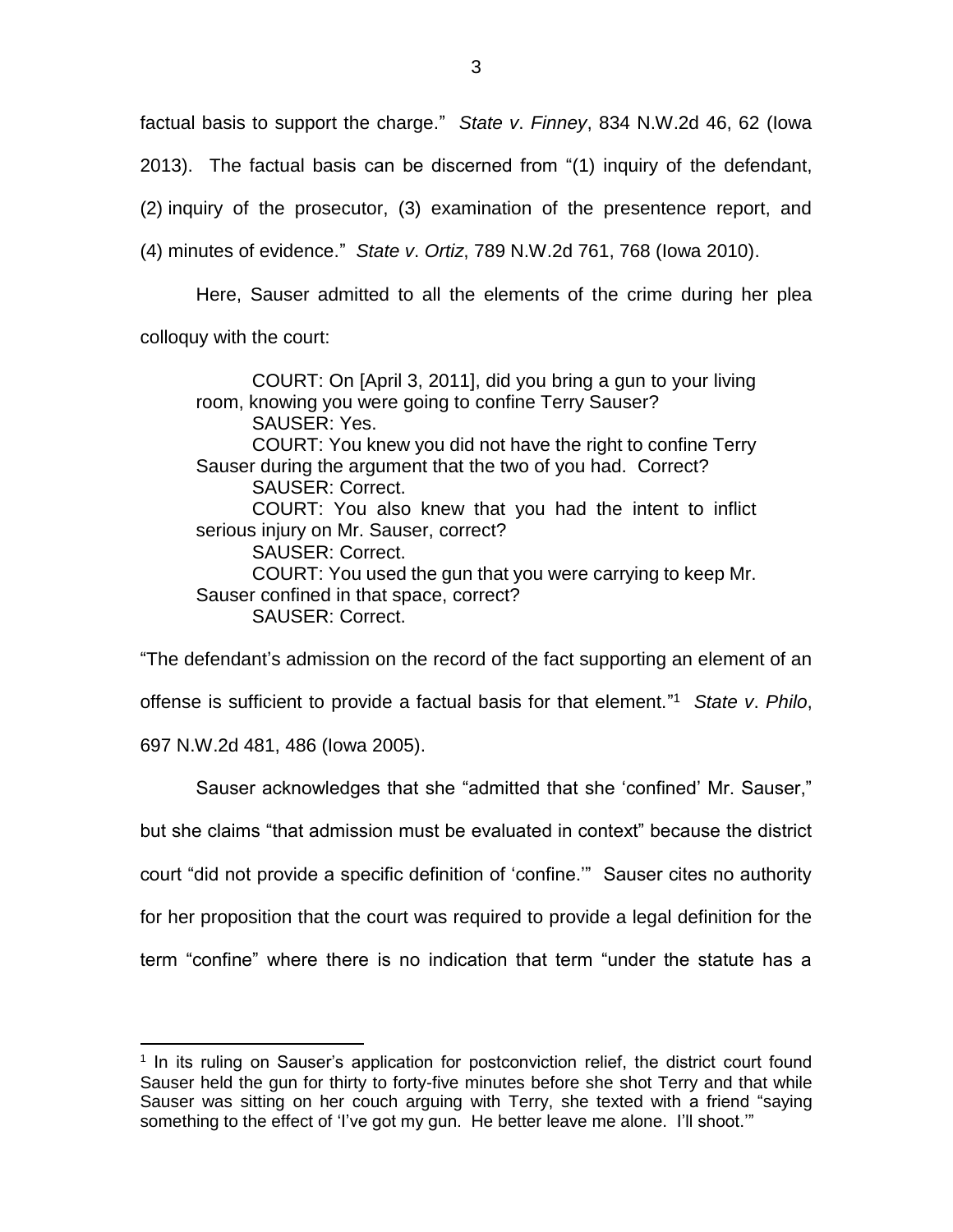factual basis to support the charge." *State v. Finney*, 834 N.W.2d 46, 62 (Iowa 2013). The factual basis can be discerned from "(1) inquiry of the defendant, (2) inquiry of the prosecutor, (3) examination of the presentence report, and (4) minutes of evidence." *State v. Ortiz*, 789 N.W.2d 761, 768 (Iowa 2010).

Here, Sauser admitted to all the elements of the crime during her plea colloquy with the court:

> COURT: On [April 3, 2011], did you bring a gun to your living room, knowing you were going to confine Terry Sauser?
> SAUSER: Yes.
> COURT: You knew you did not have the right to confine Terry Sauser during the argument that the two of you had. Correct?
> SAUSER: Correct.
> COURT: You also knew that you had the intent to inflict serious injury on Mr. Sauser, correct?
> SAUSER: Correct.
> COURT: You used the gun that you were carrying to keep Mr. Sauser confined in that space, correct?
> SAUSER: Correct.

"The defendant's admission on the record of the fact supporting an element of an offense is sufficient to provide a factual basis for that element."[1] *State v. Philo*, 697 N.W.2d 481, 486 (Iowa 2005).

Sauser acknowledges that she "admitted that she 'confined' Mr. Sauser," but she claims "that admission must be evaluated in context" because the district court "did not provide a specific definition of 'confine.'" Sauser cites no authority for her proposition that the court was required to provide a legal definition for the term "confine" where there is no indication that term "under the statute has a

---

[1] In its ruling on Sauser's application for postconviction relief, the district court found Sauser held the gun for thirty to forty-five minutes before she shot Terry and that while Sauser was sitting on her couch arguing with Terry, she texted with a friend "saying something to the effect of 'I've got my gun. He better leave me alone. I'll shoot.'"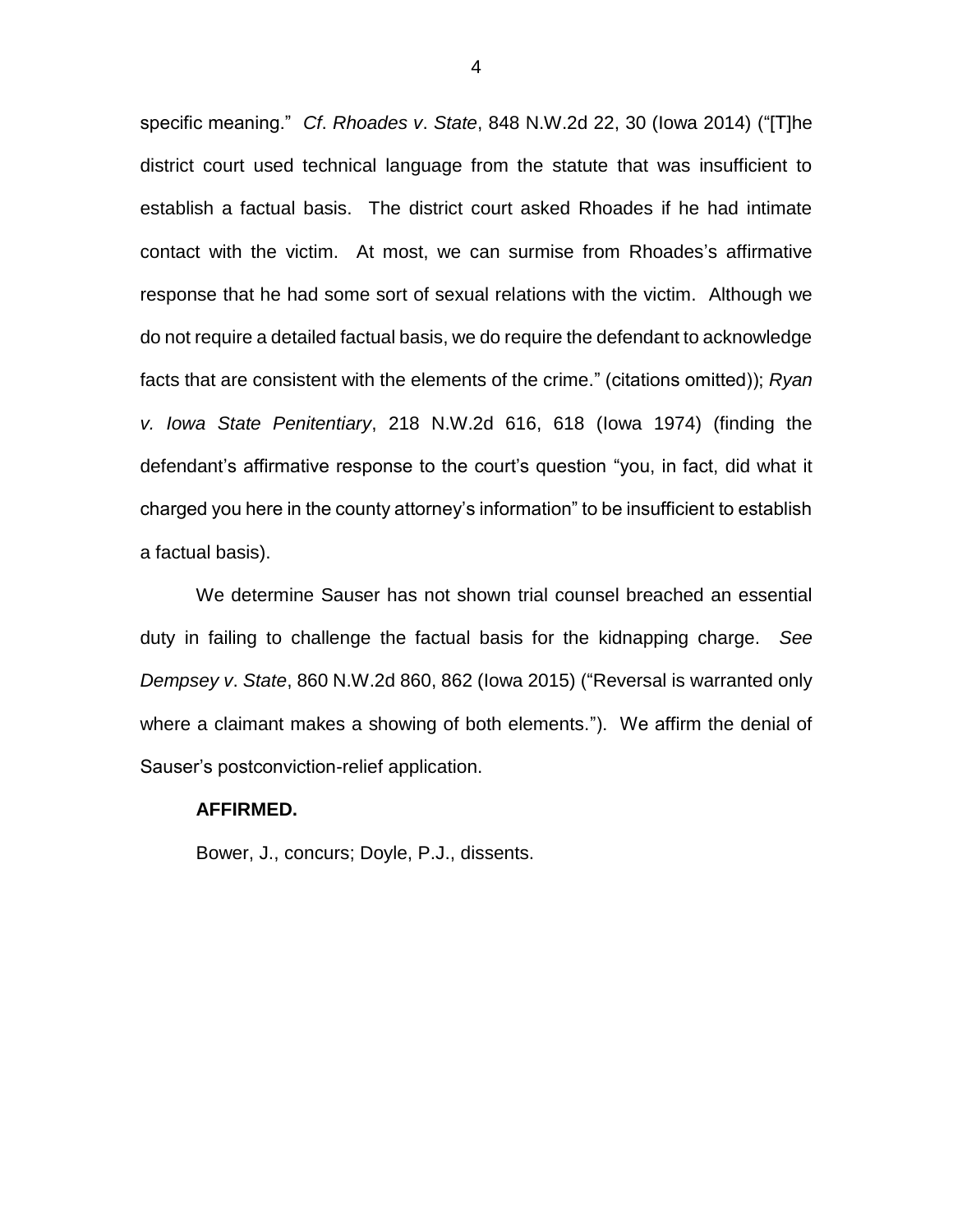specific meaning." *Cf*. *Rhoades v*. *State*, 848 N.W.2d 22, 30 (Iowa 2014) ("[T]he district court used technical language from the statute that was insufficient to establish a factual basis. The district court asked Rhoades if he had intimate contact with the victim. At most, we can surmise from Rhoades's affirmative response that he had some sort of sexual relations with the victim. Although we do not require a detailed factual basis, we do require the defendant to acknowledge facts that are consistent with the elements of the crime." (citations omitted)); *Ryan v. Iowa State Penitentiary*, 218 N.W.2d 616, 618 (Iowa 1974) (finding the defendant's affirmative response to the court's question "you, in fact, did what it charged you here in the county attorney's information" to be insufficient to establish a factual basis).

We determine Sauser has not shown trial counsel breached an essential duty in failing to challenge the factual basis for the kidnapping charge. *See Dempsey v*. *State*, 860 N.W.2d 860, 862 (Iowa 2015) ("Reversal is warranted only where a claimant makes a showing of both elements."). We affirm the denial of Sauser's postconviction-relief application.

**AFFIRMED.**

Bower, J., concurs; Doyle, P.J., dissents.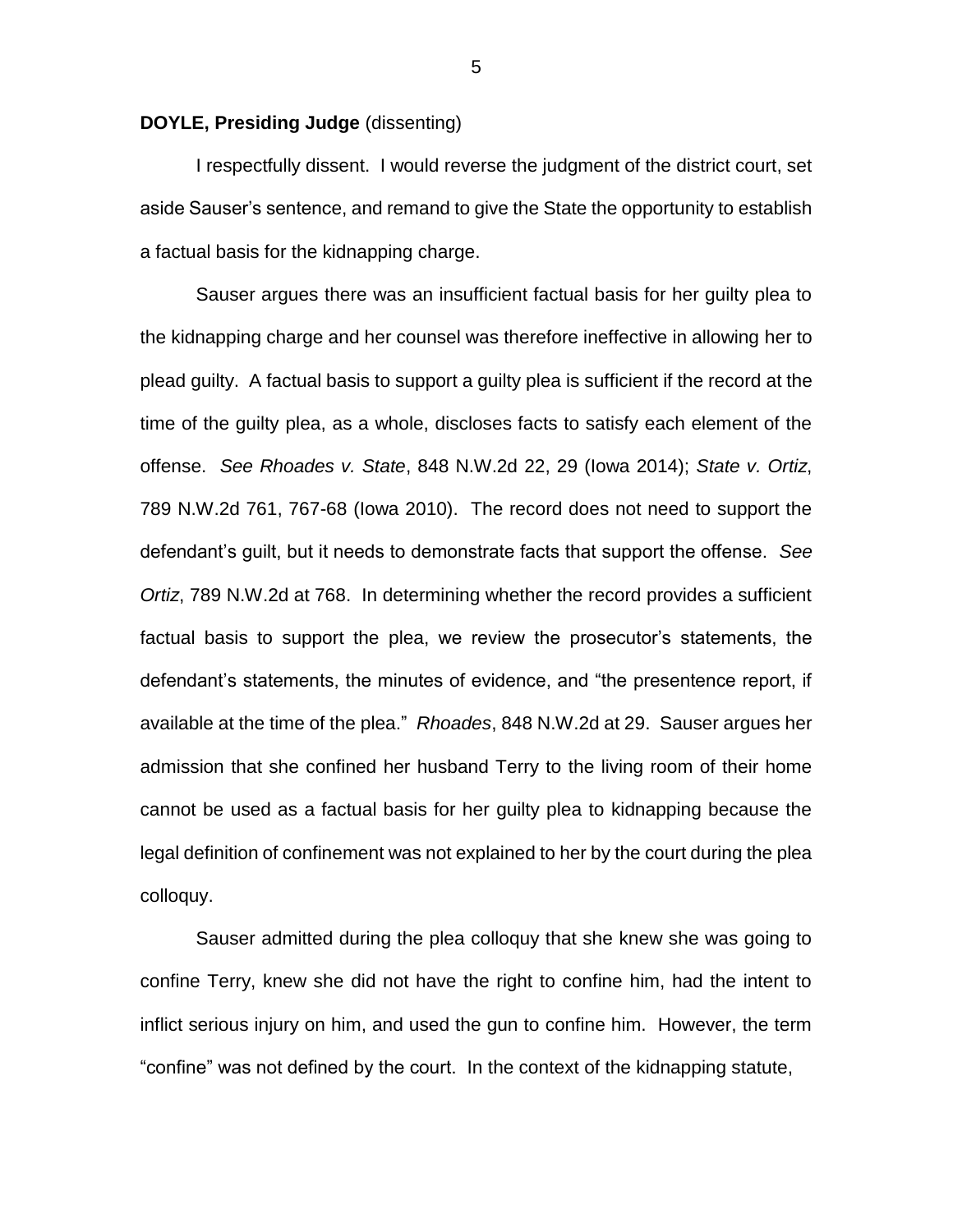**DOYLE, Presiding Judge** (dissenting)

I respectfully dissent. I would reverse the judgment of the district court, set aside Sauser's sentence, and remand to give the State the opportunity to establish a factual basis for the kidnapping charge.

Sauser argues there was an insufficient factual basis for her guilty plea to the kidnapping charge and her counsel was therefore ineffective in allowing her to plead guilty. A factual basis to support a guilty plea is sufficient if the record at the time of the guilty plea, as a whole, discloses facts to satisfy each element of the offense. *See Rhoades v. State*, 848 N.W.2d 22, 29 (Iowa 2014); *State v. Ortiz*, 789 N.W.2d 761, 767-68 (Iowa 2010). The record does not need to support the defendant's guilt, but it needs to demonstrate facts that support the offense. *See Ortiz*, 789 N.W.2d at 768. In determining whether the record provides a sufficient factual basis to support the plea, we review the prosecutor's statements, the defendant's statements, the minutes of evidence, and "the presentence report, if available at the time of the plea." *Rhoades*, 848 N.W.2d at 29. Sauser argues her admission that she confined her husband Terry to the living room of their home cannot be used as a factual basis for her guilty plea to kidnapping because the legal definition of confinement was not explained to her by the court during the plea colloquy.

Sauser admitted during the plea colloquy that she knew she was going to confine Terry, knew she did not have the right to confine him, had the intent to inflict serious injury on him, and used the gun to confine him. However, the term "confine" was not defined by the court. In the context of the kidnapping statute,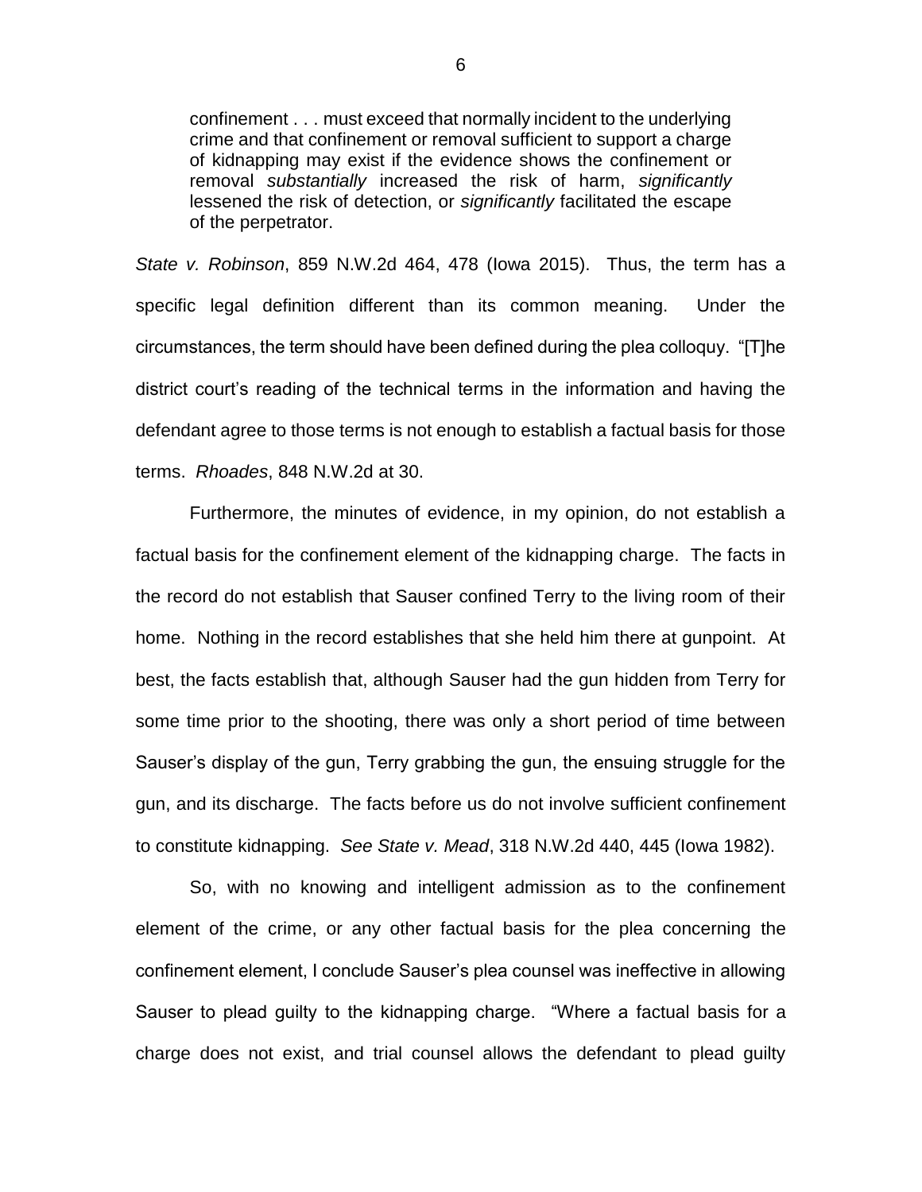> confinement . . . must exceed that normally incident to the underlying crime and that confinement or removal sufficient to support a charge of kidnapping may exist if the evidence shows the confinement or removal *substantially* increased the risk of harm, *significantly* lessened the risk of detection, or *significantly* facilitated the escape of the perpetrator.

*State v. Robinson*, 859 N.W.2d 464, 478 (Iowa 2015). Thus, the term has a specific legal definition different than its common meaning. Under the circumstances, the term should have been defined during the plea colloquy. "[T]he district court's reading of the technical terms in the information and having the defendant agree to those terms is not enough to establish a factual basis for those terms. *Rhoades*, 848 N.W.2d at 30.

Furthermore, the minutes of evidence, in my opinion, do not establish a factual basis for the confinement element of the kidnapping charge. The facts in the record do not establish that Sauser confined Terry to the living room of their home. Nothing in the record establishes that she held him there at gunpoint. At best, the facts establish that, although Sauser had the gun hidden from Terry for some time prior to the shooting, there was only a short period of time between Sauser's display of the gun, Terry grabbing the gun, the ensuing struggle for the gun, and its discharge. The facts before us do not involve sufficient confinement to constitute kidnapping. *See State v. Mead*, 318 N.W.2d 440, 445 (Iowa 1982).

So, with no knowing and intelligent admission as to the confinement element of the crime, or any other factual basis for the plea concerning the confinement element, I conclude Sauser's plea counsel was ineffective in allowing Sauser to plead guilty to the kidnapping charge. "Where a factual basis for a charge does not exist, and trial counsel allows the defendant to plead guilty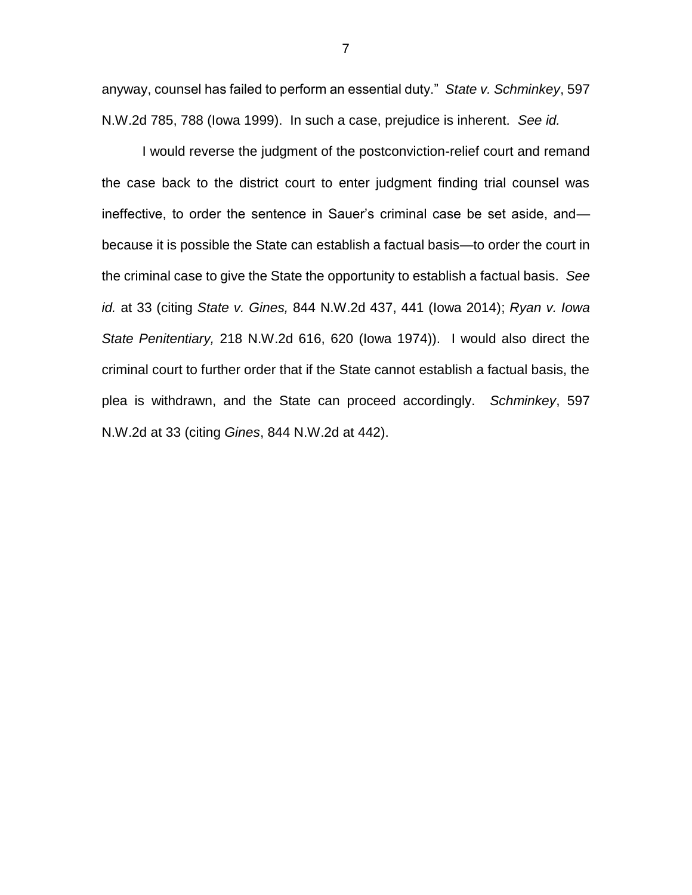anyway, counsel has failed to perform an essential duty." *State v. Schminkey*, 597 N.W.2d 785, 788 (Iowa 1999). In such a case, prejudice is inherent. *See id.*

I would reverse the judgment of the postconviction-relief court and remand the case back to the district court to enter judgment finding trial counsel was ineffective, to order the sentence in Sauer's criminal case be set aside, and—because it is possible the State can establish a factual basis—to order the court in the criminal case to give the State the opportunity to establish a factual basis. *See id.* at 33 (citing *State v. Gines,* 844 N.W.2d 437, 441 (Iowa 2014); *Ryan v. Iowa State Penitentiary,* 218 N.W.2d 616, 620 (Iowa 1974)). I would also direct the criminal court to further order that if the State cannot establish a factual basis, the plea is withdrawn, and the State can proceed accordingly. *Schminkey*, 597 N.W.2d at 33 (citing *Gines*, 844 N.W.2d at 442).